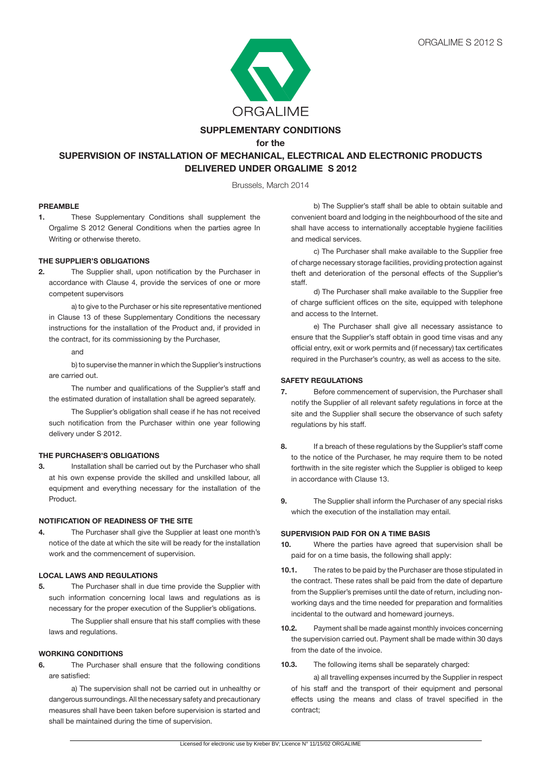ORGALIME S 2012 S

ORGALIME

# SUPPLEMENTARY CONDITIONS

**for the**

# SUPERVISION OF INSTALLATION OF MECHANICAL, ELECTRICAL AND ELECTRONIC PRODUCTS DELIVERED UNDER ORGALIME S 2012

Brussels, March 2014

## PREAMBLE

**1.** These Supplementary Conditions shall supplement the Orgalime S 2012 General Conditions when the parties agree In Writing or otherwise thereto.

## THE SUPPLIER'S OBLIGATIONS

**2.** The Supplier shall, upon notification by the Purchaser in accordance with Clause 4, provide the services of one or more competent supervisors

a) to give to the Purchaser or his site representative mentioned in Clause 13 of these Supplementary Conditions the necessary instructions for the installation of the Product and, if provided in the contract, for its commissioning by the Purchaser,

and

b) to supervise the manner in which the Supplier's instructions are carried out.

The number and qualifications of the Supplier's staff and the estimated duration of installation shall be agreed separately.

The Supplier's obligation shall cease if he has not received such notification from the Purchaser within one year following delivery under S 2012.

## THE PURCHASER'S OBLIGATIONS

**3.** Installation shall be carried out by the Purchaser who shall at his own expense provide the skilled and unskilled labour, all equipment and everything necessary for the installation of the Product.

## NOTIFICATION OF READINESS OF THE SITE

**4.** The Purchaser shall give the Supplier at least one month's notice of the date at which the site will be ready for the installation work and the commencement of supervision.

## LOCAL LAWS AND REGULATIONS

**5.** The Purchaser shall in due time provide the Supplier with such information concerning local laws and regulations as is necessary for the proper execution of the Supplier's obligations.

The Supplier shall ensure that his staff complies with these laws and regulations.

## WORKING CONDITIONS

**6.** The Purchaser shall ensure that the following conditions are satisfied:

a) The supervision shall not be carried out in unhealthy or dangerous surroundings. All the necessary safety and precautionary measures shall have been taken before supervision is started and shall be maintained during the time of supervision.

b) The Supplier's staff shall be able to obtain suitable and convenient board and lodging in the neighbourhood of the site and shall have access to internationally acceptable hygiene facilities and medical services.

c) The Purchaser shall make available to the Supplier free of charge necessary storage facilities, providing protection against theft and deterioration of the personal effects of the Supplier's staff.

d) The Purchaser shall make available to the Supplier free of charge sufficient offices on the site, equipped with telephone and access to the Internet.

e) The Purchaser shall give all necessary assistance to ensure that the Supplier's staff obtain in good time visas and any official entry, exit or work permits and (if necessary) tax certificates required in the Purchaser's country, as well as access to the site.

## SAFETY REGULATIONS

**7.** Before commencement of supervision, the Purchaser shall notify the Supplier of all relevant safety regulations in force at the site and the Supplier shall secure the observance of such safety regulations by his staff.

**8.** If a breach of these regulations by the Supplier's staff come to the notice of the Purchaser, he may require them to be noted forthwith in the site register which the Supplier is obliged to keep in accordance with Clause 13.

**9.** The Supplier shall inform the Purchaser of any special risks which the execution of the installation may entail.

## SUPERVISION PAID FOR ON A TIME BASIS

**10.** Where the parties have agreed that supervision shall be paid for on a time basis, the following shall apply:

**10.1.** The rates to be paid by the Purchaser are those stipulated in the contract. These rates shall be paid from the date of departure from the Supplier's premises until the date of return, including non-working days and the time needed for preparation and formalities incidental to the outward and homeward journeys.

**10.2.** Payment shall be made against monthly invoices concerning the supervision carried out. Payment shall be made within 30 days from the date of the invoice.

**10.3.** The following items shall be separately charged:

a) all travelling expenses incurred by the Supplier in respect of his staff and the transport of their equipment and personal effects using the means and class of travel specified in the contract;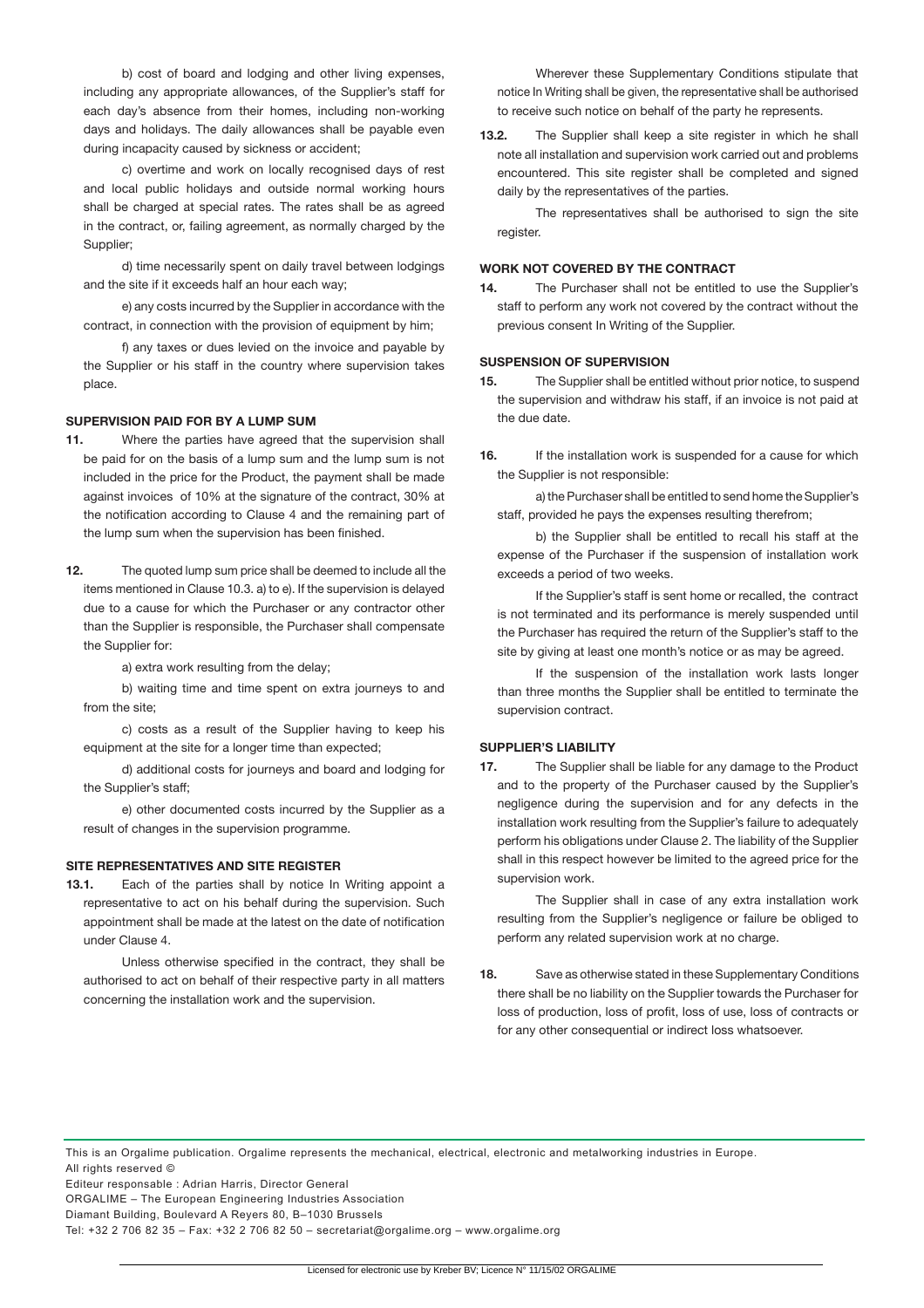b) cost of board and lodging and other living expenses, including any appropriate allowances, of the Supplier's staff for each day's absence from their homes, including non-working days and holidays. The daily allowances shall be payable even during incapacity caused by sickness or accident;

c) overtime and work on locally recognised days of rest and local public holidays and outside normal working hours shall be charged at special rates. The rates shall be as agreed in the contract, or, failing agreement, as normally charged by the Supplier;

d) time necessarily spent on daily travel between lodgings and the site if it exceeds half an hour each way;

e) any costs incurred by the Supplier in accordance with the contract, in connection with the provision of equipment by him;

f) any taxes or dues levied on the invoice and payable by the Supplier or his staff in the country where supervision takes place.

#### SUPERVISION PAID FOR BY A LUMP SUM

**11.** Where the parties have agreed that the supervision shall be paid for on the basis of a lump sum and the lump sum is not included in the price for the Product, the payment shall be made against invoices of 10% at the signature of the contract, 30% at the notification according to Clause 4 and the remaining part of the lump sum when the supervision has been finished.

**12.** The quoted lump sum price shall be deemed to include all the items mentioned in Clause 10.3. a) to e). If the supervision is delayed due to a cause for which the Purchaser or any contractor other than the Supplier is responsible, the Purchaser shall compensate the Supplier for:

a) extra work resulting from the delay;

b) waiting time and time spent on extra journeys to and from the site;

c) costs as a result of the Supplier having to keep his equipment at the site for a longer time than expected;

d) additional costs for journeys and board and lodging for the Supplier's staff;

e) other documented costs incurred by the Supplier as a result of changes in the supervision programme.

#### SITE REPRESENTATIVES AND SITE REGISTER

**13.1.** Each of the parties shall by notice In Writing appoint a representative to act on his behalf during the supervision. Such appointment shall be made at the latest on the date of notification under Clause 4.

Unless otherwise specified in the contract, they shall be authorised to act on behalf of their respective party in all matters concerning the installation work and the supervision.

Wherever these Supplementary Conditions stipulate that notice In Writing shall be given, the representative shall be authorised to receive such notice on behalf of the party he represents.

**13.2.** The Supplier shall keep a site register in which he shall note all installation and supervision work carried out and problems encountered. This site register shall be completed and signed daily by the representatives of the parties.

The representatives shall be authorised to sign the site register.

#### WORK NOT COVERED BY THE CONTRACT

**14.** The Purchaser shall not be entitled to use the Supplier's staff to perform any work not covered by the contract without the previous consent In Writing of the Supplier.

#### SUSPENSION OF SUPERVISION

**15.** The Supplier shall be entitled without prior notice, to suspend the supervision and withdraw his staff, if an invoice is not paid at the due date.

**16.** If the installation work is suspended for a cause for which the Supplier is not responsible:

a) the Purchaser shall be entitled to send home the Supplier's staff, provided he pays the expenses resulting therefrom;

b) the Supplier shall be entitled to recall his staff at the expense of the Purchaser if the suspension of installation work exceeds a period of two weeks.

If the Supplier's staff is sent home or recalled, the contract is not terminated and its performance is merely suspended until the Purchaser has required the return of the Supplier's staff to the site by giving at least one month's notice or as may be agreed.

If the suspension of the installation work lasts longer than three months the Supplier shall be entitled to terminate the supervision contract.

#### SUPPLIER'S LIABILITY

**17.** The Supplier shall be liable for any damage to the Product and to the property of the Purchaser caused by the Supplier's negligence during the supervision and for any defects in the installation work resulting from the Supplier's failure to adequately perform his obligations under Clause 2. The liability of the Supplier shall in this respect however be limited to the agreed price for the supervision work.

The Supplier shall in case of any extra installation work resulting from the Supplier's negligence or failure be obliged to perform any related supervision work at no charge.

**18.** Save as otherwise stated in these Supplementary Conditions there shall be no liability on the Supplier towards the Purchaser for loss of production, loss of profit, loss of use, loss of contracts or for any other consequential or indirect loss whatsoever.

This is an Orgalime publication. Orgalime represents the mechanical, electrical, electronic and metalworking industries in Europe.
All rights reserved ©
Editeur responsable : Adrian Harris, Director General
ORGALIME – The European Engineering Industries Association
Diamant Building, Boulevard A Reyers 80, B–1030 Brussels
Tel: +32 2 706 82 35 – Fax: +32 2 706 82 50 – secretariat@orgalime.org – www.orgalime.org

Licensed for electronic use by Kreber BV; Licence N° 11/15/02 ORGALIME